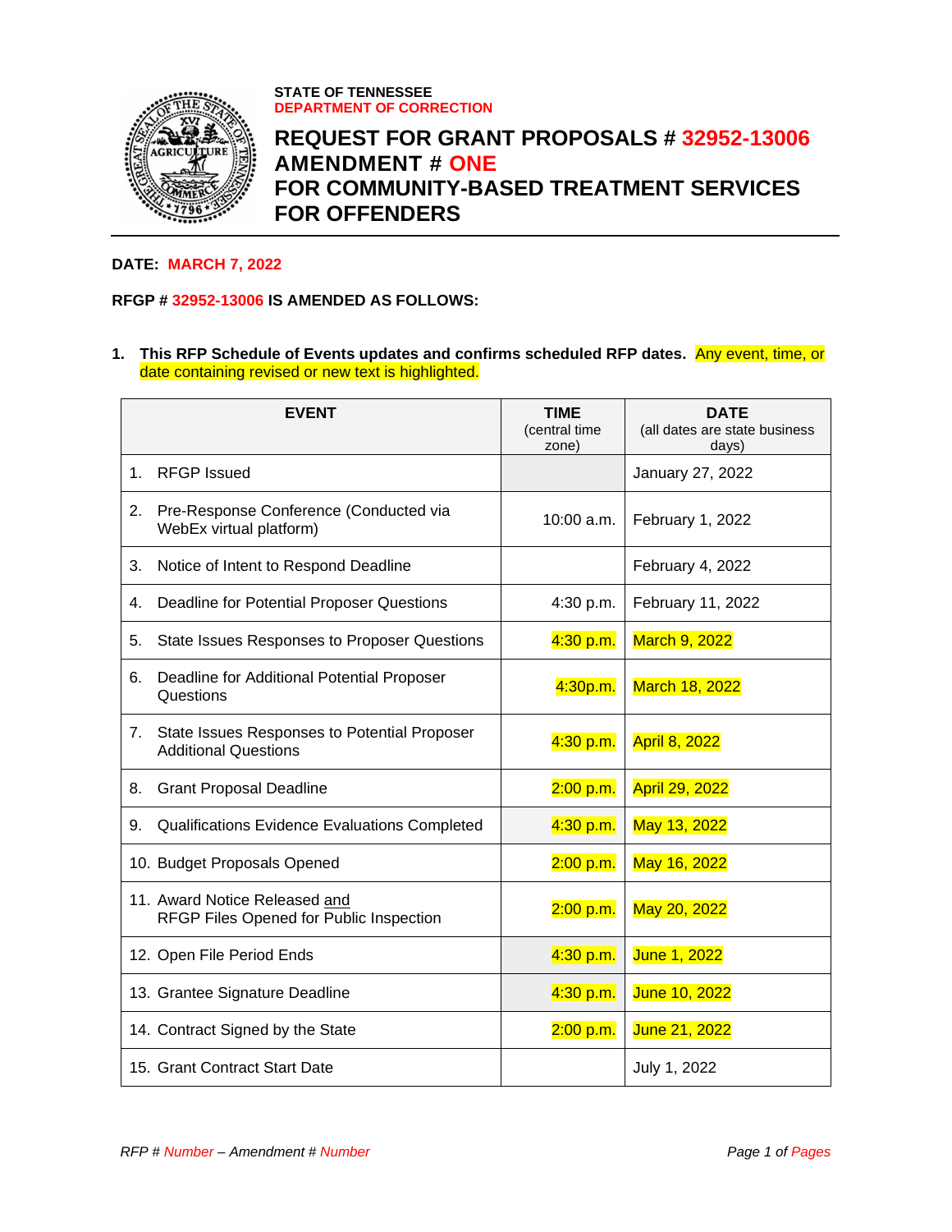STATE OF TENNESSEE
DEPARTMENT OF CORRECTION

# REQUEST FOR GRANT PROPOSALS # 32952-13006 AMENDMENT # ONE FOR COMMUNITY-BASED TREATMENT SERVICES FOR OFFENDERS

**DATE: MARCH 7, 2022**

**RFGP # 32952-13006 IS AMENDED AS FOLLOWS:**

1. **This RFP Schedule of Events updates and confirms scheduled RFP dates.** Any event, time, or date containing revised or new text is highlighted.

| EVENT | TIME (central time zone) | DATE (all dates are state business days) |
|---|---|---|
| 1. RFGP Issued | | January 27, 2022 |
| 2. Pre-Response Conference (Conducted via WebEx virtual platform) | 10:00 a.m. | February 1, 2022 |
| 3. Notice of Intent to Respond Deadline | | February 4, 2022 |
| 4. Deadline for Potential Proposer Questions | 4:30 p.m. | February 11, 2022 |
| 5. State Issues Responses to Proposer Questions | 4:30 p.m. | March 9, 2022 |
| 6. Deadline for Additional Potential Proposer Questions | 4:30p.m. | March 18, 2022 |
| 7. State Issues Responses to Potential Proposer Additional Questions | 4:30 p.m. | April 8, 2022 |
| 8. Grant Proposal Deadline | 2:00 p.m. | April 29, 2022 |
| 9. Qualifications Evidence Evaluations Completed | 4:30 p.m. | May 13, 2022 |
| 10. Budget Proposals Opened | 2:00 p.m. | May 16, 2022 |
| 11. Award Notice Released and RFGP Files Opened for Public Inspection | 2:00 p.m. | May 20, 2022 |
| 12. Open File Period Ends | 4:30 p.m. | June 1, 2022 |
| 13. Grantee Signature Deadline | 4:30 p.m. | June 10, 2022 |
| 14. Contract Signed by the State | 2:00 p.m. | June 21, 2022 |
| 15. Grant Contract Start Date | | July 1, 2022 |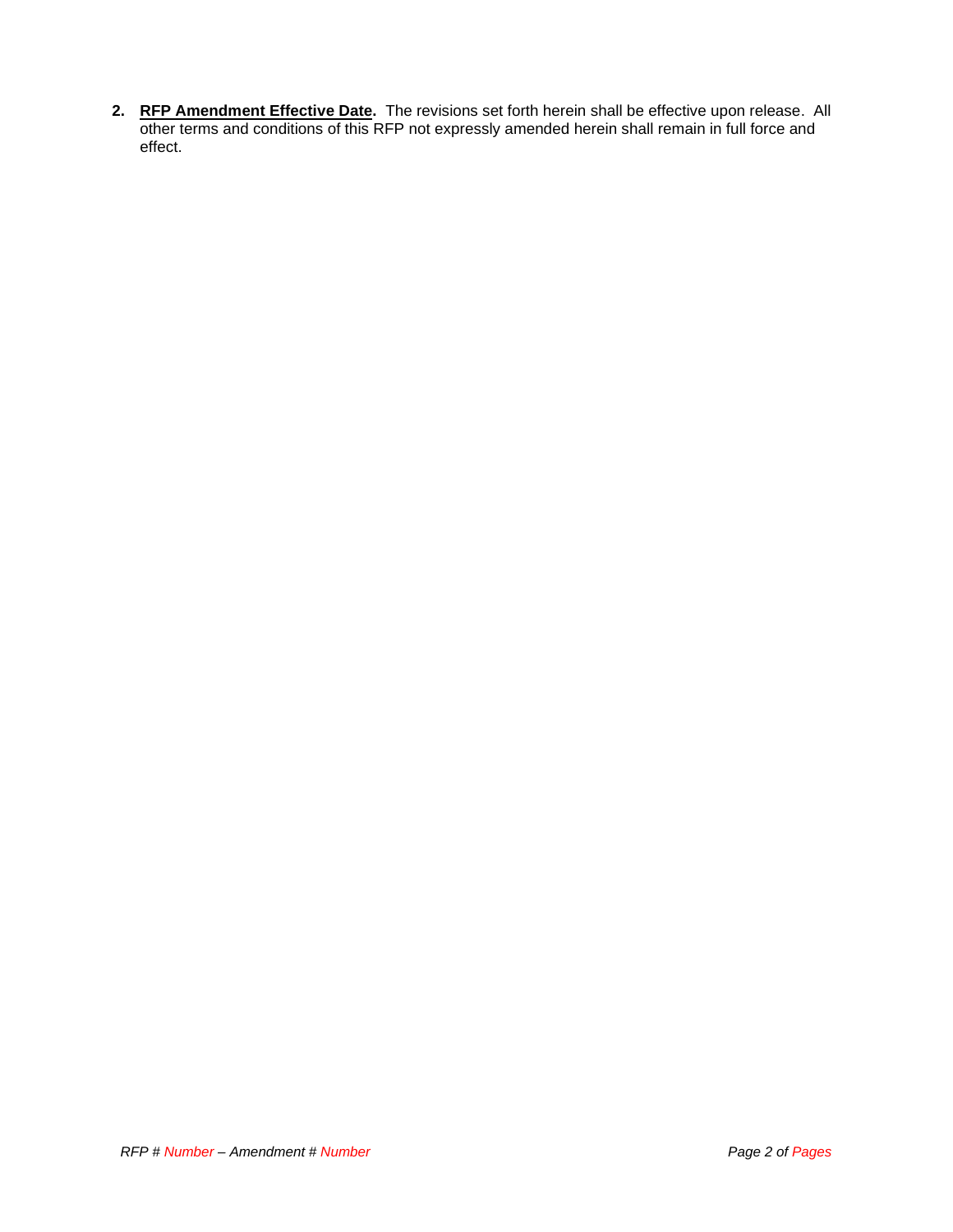2. **RFP Amendment Effective Date.** The revisions set forth herein shall be effective upon release. All other terms and conditions of this RFP not expressly amended herein shall remain in full force and effect.